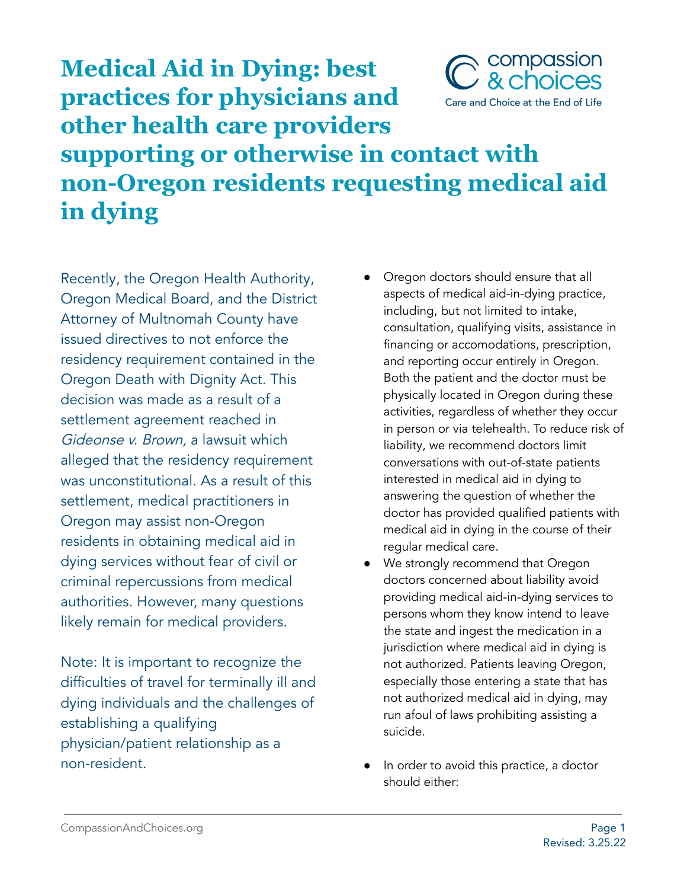# Medical Aid in Dying: best practices for physicians and other health care providers supporting or otherwise in contact with non-Oregon residents requesting medical aid in dying

compassion & choices
Care and Choice at the End of Life

Recently, the Oregon Health Authority, Oregon Medical Board, and the District Attorney of Multnomah County have issued directives to not enforce the residency requirement contained in the Oregon Death with Dignity Act. This decision was made as a result of a settlement agreement reached in *Gideonse v. Brown,* a lawsuit which alleged that the residency requirement was unconstitutional. As a result of this settlement, medical practitioners in Oregon may assist non-Oregon residents in obtaining medical aid in dying services without fear of civil or criminal repercussions from medical authorities. However, many questions likely remain for medical providers.

Note: It is important to recognize the difficulties of travel for terminally ill and dying individuals and the challenges of establishing a qualifying physician/patient relationship as a non-resident.

- Oregon doctors should ensure that all aspects of medical aid-in-dying practice, including, but not limited to intake, consultation, qualifying visits, assistance in financing or accomodations, prescription, and reporting occur entirely in Oregon. Both the patient and the doctor must be physically located in Oregon during these activities, regardless of whether they occur in person or via telehealth. To reduce risk of liability, we recommend doctors limit conversations with out-of-state patients interested in medical aid in dying to answering the question of whether the doctor has provided qualified patients with medical aid in dying in the course of their regular medical care.
- We strongly recommend that Oregon doctors concerned about liability avoid providing medical aid-in-dying services to persons whom they know intend to leave the state and ingest the medication in a jurisdiction where medical aid in dying is not authorized. Patients leaving Oregon, especially those entering a state that has not authorized medical aid in dying, may run afoul of laws prohibiting assisting a suicide.

- In order to avoid this practice, a doctor should either: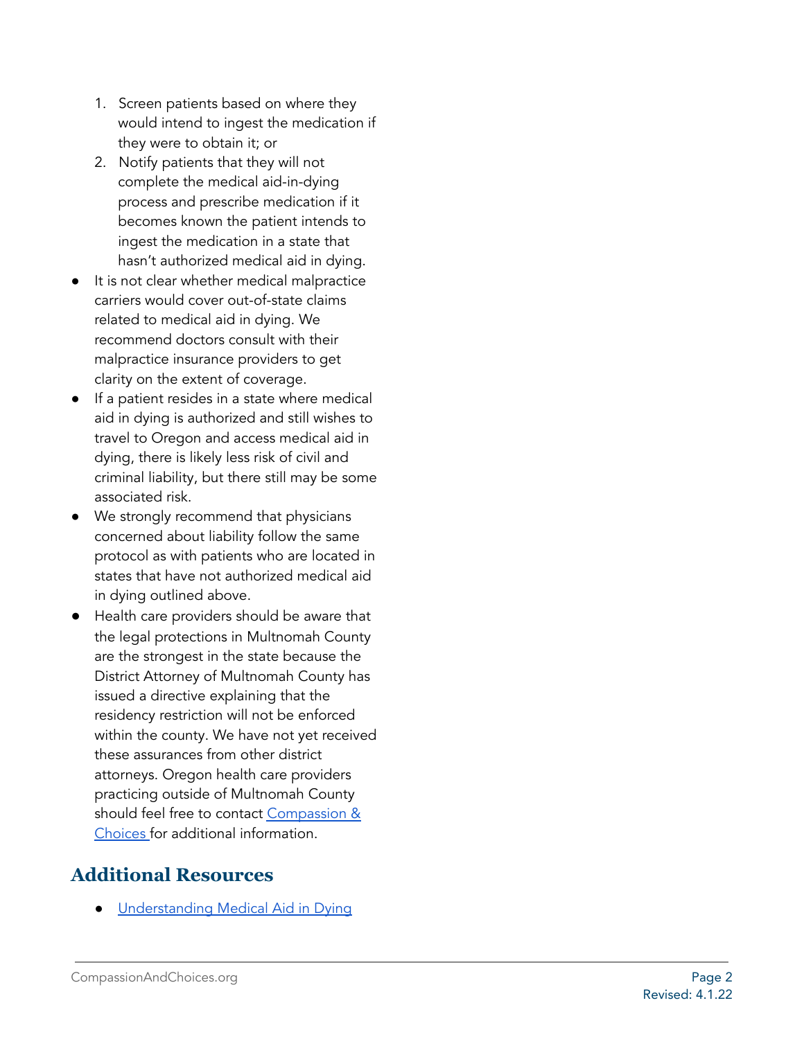1. Screen patients based on where they would intend to ingest the medication if they were to obtain it; or
2. Notify patients that they will not complete the medical aid-in-dying process and prescribe medication if it becomes known the patient intends to ingest the medication in a state that hasn't authorized medical aid in dying.

- It is not clear whether medical malpractice carriers would cover out-of-state claims related to medical aid in dying. We recommend doctors consult with their malpractice insurance providers to get clarity on the extent of coverage.
- If a patient resides in a state where medical aid in dying is authorized and still wishes to travel to Oregon and access medical aid in dying, there is likely less risk of civil and criminal liability, but there still may be some associated risk.
- We strongly recommend that physicians concerned about liability follow the same protocol as with patients who are located in states that have not authorized medical aid in dying outlined above.
- Health care providers should be aware that the legal protections in Multnomah County are the strongest in the state because the District Attorney of Multnomah County has issued a directive explaining that the residency restriction will not be enforced within the county. We have not yet received these assurances from other district attorneys. Oregon health care providers practicing outside of Multnomah County should feel free to contact Compassion & Choices for additional information.

## Additional Resources

- Understanding Medical Aid in Dying